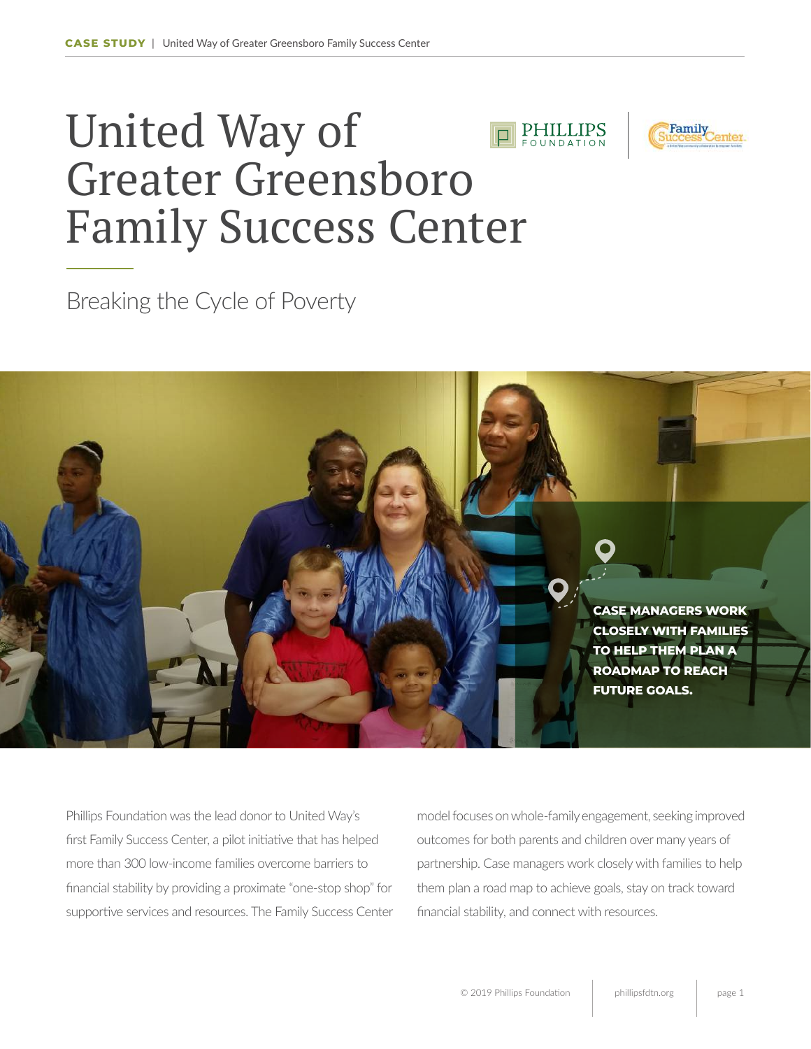# United Way of Greater Greensboro Family Success Center

## Breaking the Cycle of Poverty

**CASE MANAGERS WORK CLOSELY WITH FAMILIES TO HELP THEM PLAN A ROADMAP TO REACH FUTURE GOALS.**

Phillips Foundation was the lead donor to United Way's first Family Success Center, a pilot initiative that has helped more than 300 low-income families overcome barriers to financial stability by providing a proximate "one-stop shop" for supportive services and resources. The Family Success Center model focuses on whole-family engagement, seeking improved outcomes for both parents and children over many years of partnership. Case managers work closely with families to help them plan a road map to achieve goals, stay on track toward financial stability, and connect with resources.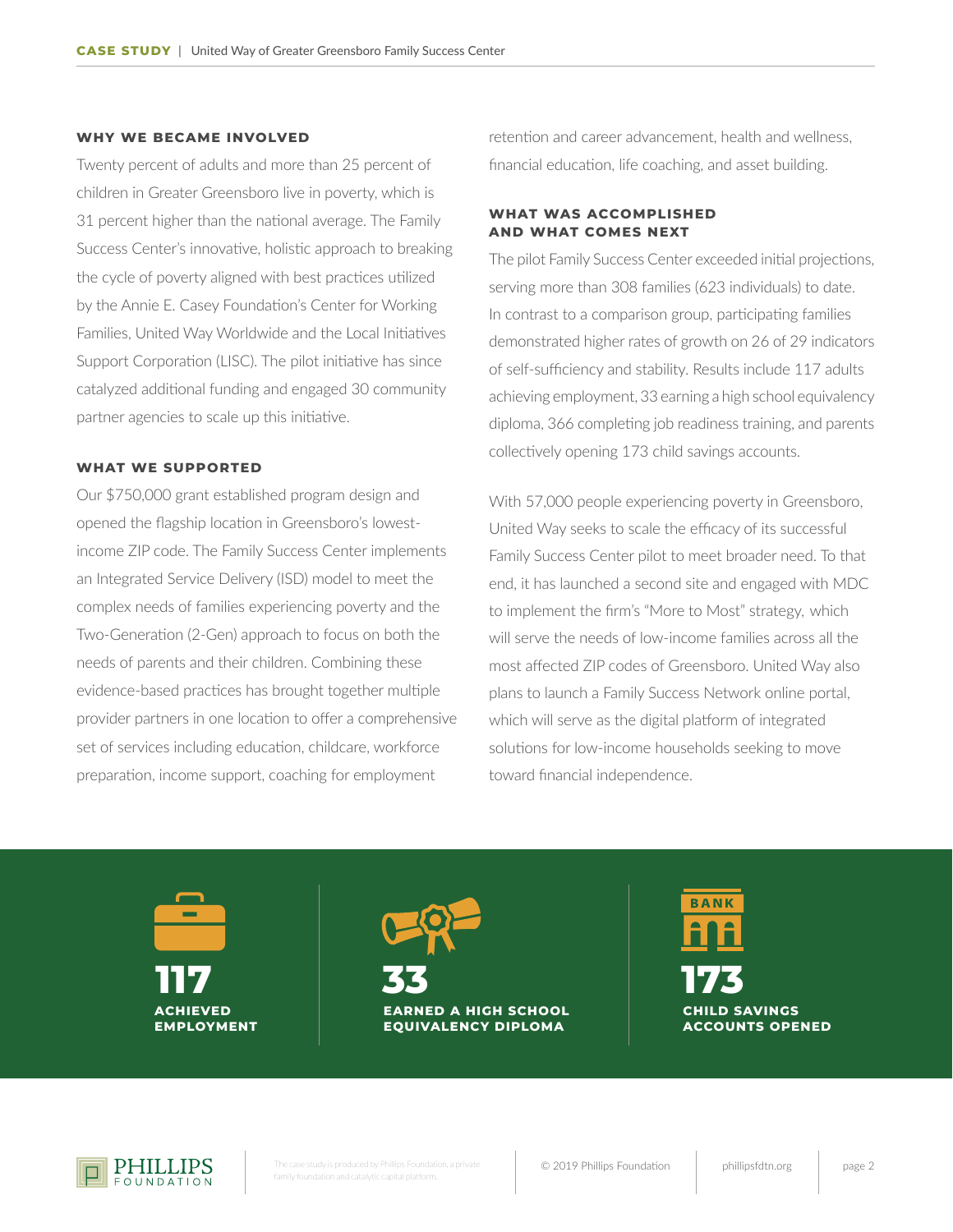## WHY WE BECAME INVOLVED

Twenty percent of adults and more than 25 percent of children in Greater Greensboro live in poverty, which is 31 percent higher than the national average. The Family Success Center's innovative, holistic approach to breaking the cycle of poverty aligned with best practices utilized by the Annie E. Casey Foundation's Center for Working Families, United Way Worldwide and the Local Initiatives Support Corporation (LISC). The pilot initiative has since catalyzed additional funding and engaged 30 community partner agencies to scale up this initiative.

## WHAT WE SUPPORTED

Our $750,000 grant established program design and opened the flagship location in Greensboro's lowest-income ZIP code. The Family Success Center implements an Integrated Service Delivery (ISD) model to meet the complex needs of families experiencing poverty and the Two-Generation (2-Gen) approach to focus on both the needs of parents and their children. Combining these evidence-based practices has brought together multiple provider partners in one location to offer a comprehensive set of services including education, childcare, workforce preparation, income support, coaching for employment retention and career advancement, health and wellness, financial education, life coaching, and asset building.

## WHAT WAS ACCOMPLISHED AND WHAT COMES NEXT

The pilot Family Success Center exceeded initial projections, serving more than 308 families (623 individuals) to date. In contrast to a comparison group, participating families demonstrated higher rates of growth on 26 of 29 indicators of self-sufficiency and stability. Results include 117 adults achieving employment, 33 earning a high school equivalency diploma, 366 completing job readiness training, and parents collectively opening 173 child savings accounts.

With 57,000 people experiencing poverty in Greensboro, United Way seeks to scale the efficacy of its successful Family Success Center pilot to meet broader need. To that end, it has launched a second site and engaged with MDC to implement the firm's "More to Most" strategy, which will serve the needs of low-income families across all the most affected ZIP codes of Greensboro. United Way also plans to launch a Family Success Network online portal, which will serve as the digital platform of integrated solutions for low-income households seeking to move toward financial independence.

**117**
ACHIEVED EMPLOYMENT

**33**
EARNED A HIGH SCHOOL EQUIVALENCY DIPLOMA

**173**
CHILD SAVINGS ACCOUNTS OPENED

The case study is produced by Phillips Foundation, a private family foundation and catalytic capital platform.

© 2019 Phillips Foundation

phillipsfdtn.org